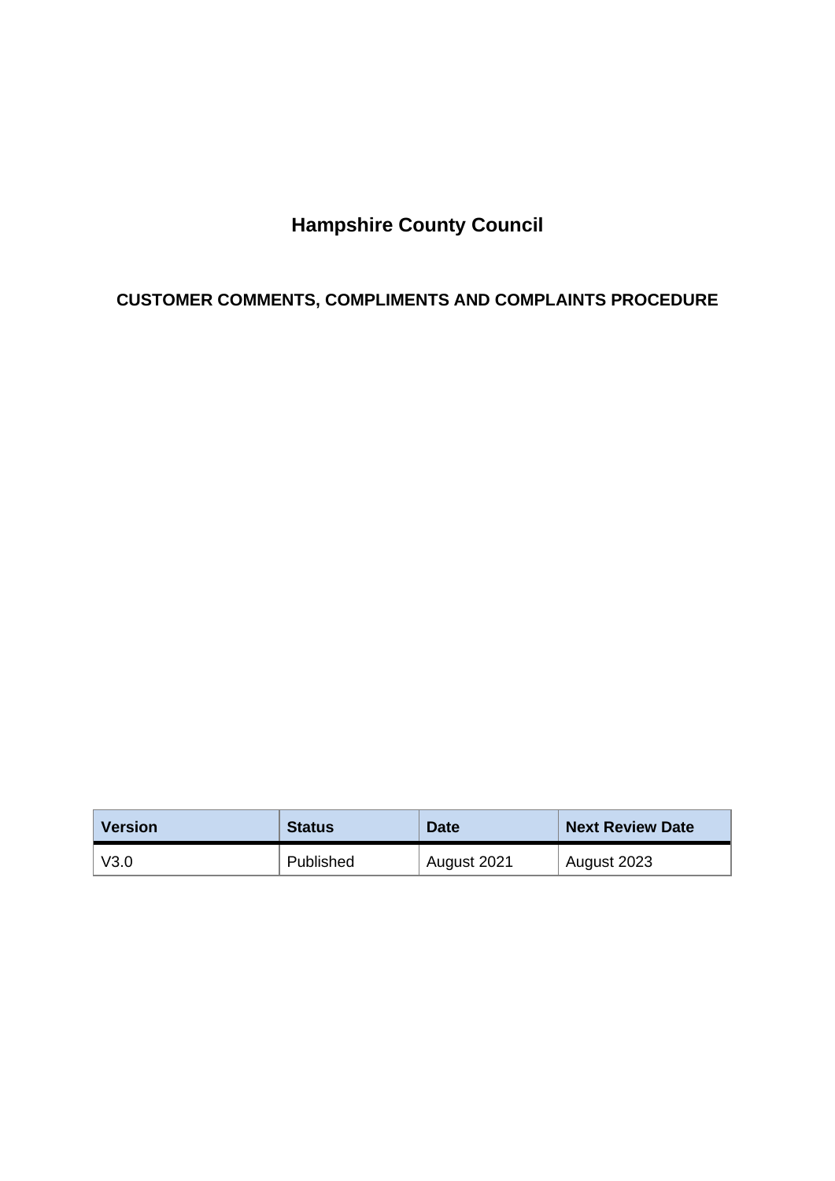# Hampshire County Council

## CUSTOMER COMMENTS, COMPLIMENTS AND COMPLAINTS PROCEDURE

| Version | Status | Date | Next Review Date |
|---|---|---|---|
| V3.0 | Published | August 2021 | August 2023 |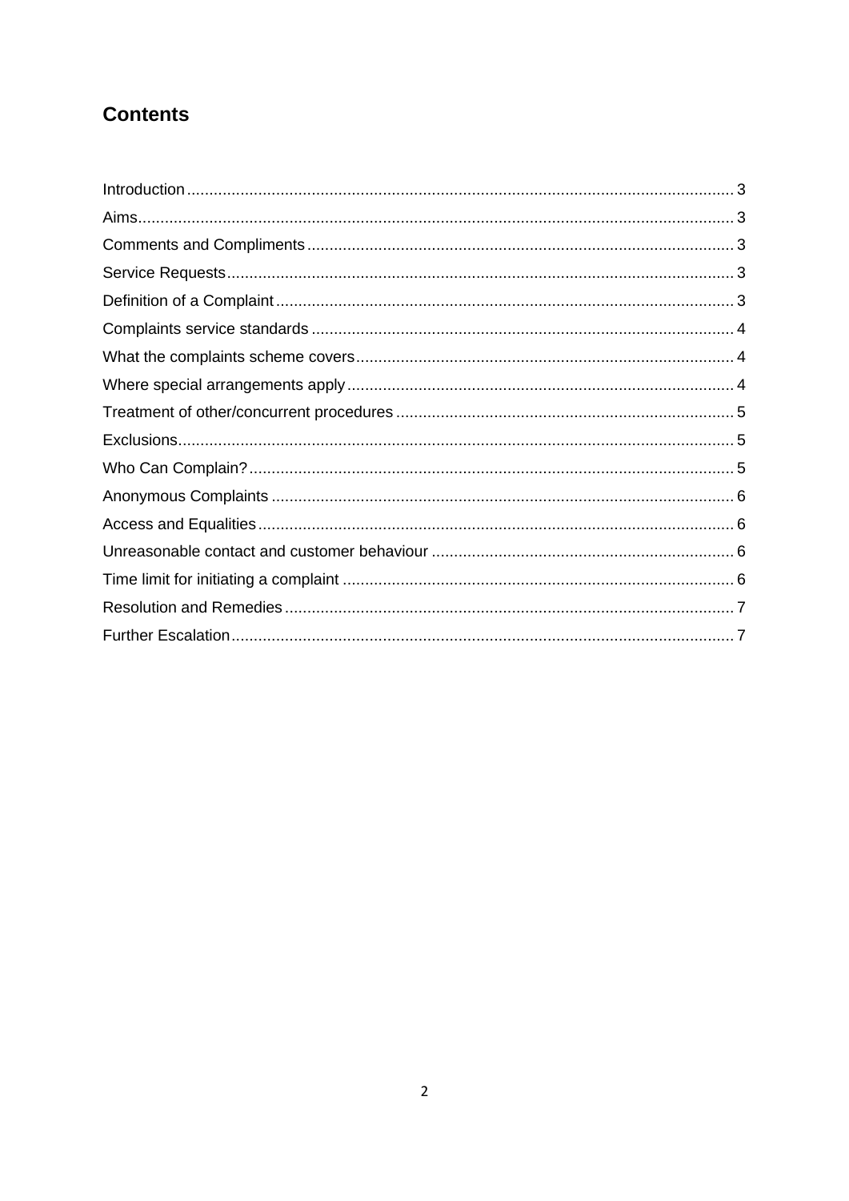## Contents

| | |
|---|---|
| Introduction | 3 |
| Aims | 3 |
| Comments and Compliments | 3 |
| Service Requests | 3 |
| Definition of a Complaint | 3 |
| Complaints service standards | 4 |
| What the complaints scheme covers | 4 |
| Where special arrangements apply | 4 |
| Treatment of other/concurrent procedures | 5 |
| Exclusions | 5 |
| Who Can Complain? | 5 |
| Anonymous Complaints | 6 |
| Access and Equalities | 6 |
| Unreasonable contact and customer behaviour | 6 |
| Time limit for initiating a complaint | 6 |
| Resolution and Remedies | 7 |
| Further Escalation | 7 |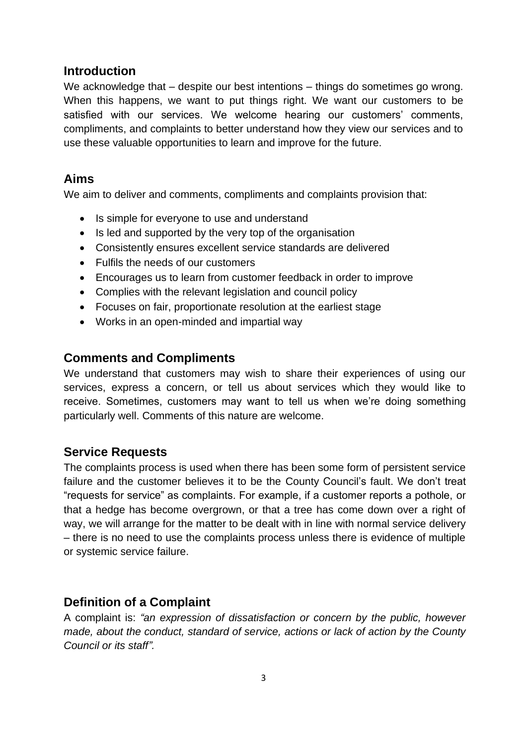## Introduction

We acknowledge that – despite our best intentions – things do sometimes go wrong. When this happens, we want to put things right. We want our customers to be satisfied with our services. We welcome hearing our customers' comments, compliments, and complaints to better understand how they view our services and to use these valuable opportunities to learn and improve for the future.

## Aims

We aim to deliver and comments, compliments and complaints provision that:

- Is simple for everyone to use and understand
- Is led and supported by the very top of the organisation
- Consistently ensures excellent service standards are delivered
- Fulfils the needs of our customers
- Encourages us to learn from customer feedback in order to improve
- Complies with the relevant legislation and council policy
- Focuses on fair, proportionate resolution at the earliest stage
- Works in an open-minded and impartial way

## Comments and Compliments

We understand that customers may wish to share their experiences of using our services, express a concern, or tell us about services which they would like to receive. Sometimes, customers may want to tell us when we're doing something particularly well. Comments of this nature are welcome.

## Service Requests

The complaints process is used when there has been some form of persistent service failure and the customer believes it to be the County Council's fault. We don't treat "requests for service" as complaints. For example, if a customer reports a pothole, or that a hedge has become overgrown, or that a tree has come down over a right of way, we will arrange for the matter to be dealt with in line with normal service delivery – there is no need to use the complaints process unless there is evidence of multiple or systemic service failure.

## Definition of a Complaint

A complaint is: *"an expression of dissatisfaction or concern by the public, however made, about the conduct, standard of service, actions or lack of action by the County Council or its staff".*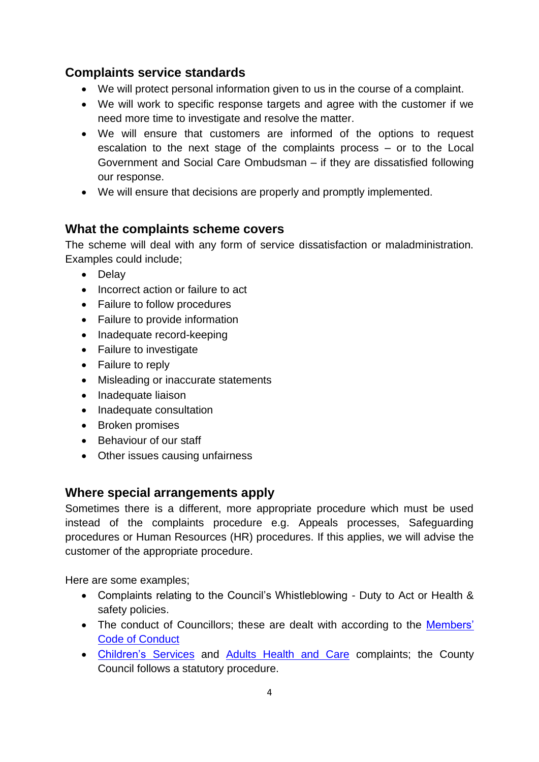## Complaints service standards

- We will protect personal information given to us in the course of a complaint.
- We will work to specific response targets and agree with the customer if we need more time to investigate and resolve the matter.
- We will ensure that customers are informed of the options to request escalation to the next stage of the complaints process – or to the Local Government and Social Care Ombudsman – if they are dissatisfied following our response.
- We will ensure that decisions are properly and promptly implemented.

## What the complaints scheme covers

The scheme will deal with any form of service dissatisfaction or maladministration. Examples could include;

- Delay
- Incorrect action or failure to act
- Failure to follow procedures
- Failure to provide information
- Inadequate record-keeping
- Failure to investigate
- Failure to reply
- Misleading or inaccurate statements
- Inadequate liaison
- Inadequate consultation
- Broken promises
- Behaviour of our staff
- Other issues causing unfairness

## Where special arrangements apply

Sometimes there is a different, more appropriate procedure which must be used instead of the complaints procedure e.g. Appeals processes, Safeguarding procedures or Human Resources (HR) procedures. If this applies, we will advise the customer of the appropriate procedure.

Here are some examples;

- Complaints relating to the Council's Whistleblowing - Duty to Act or Health & safety policies.
- The conduct of Councillors; these are dealt with according to the Members' Code of Conduct
- Children's Services and Adults Health and Care complaints; the County Council follows a statutory procedure.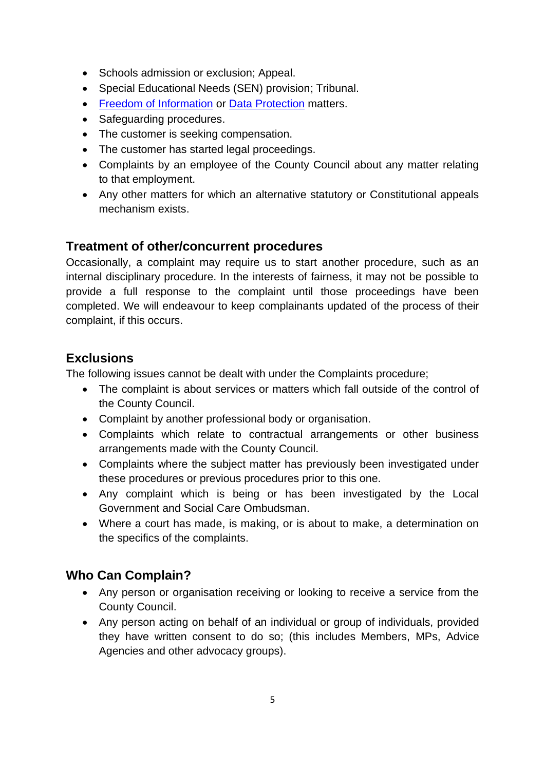- Schools admission or exclusion; Appeal.
- Special Educational Needs (SEN) provision; Tribunal.
- [Freedom of Information]() or [Data Protection]() matters.
- Safeguarding procedures.
- The customer is seeking compensation.
- The customer has started legal proceedings.
- Complaints by an employee of the County Council about any matter relating to that employment.
- Any other matters for which an alternative statutory or Constitutional appeals mechanism exists.

## Treatment of other/concurrent procedures

Occasionally, a complaint may require us to start another procedure, such as an internal disciplinary procedure. In the interests of fairness, it may not be possible to provide a full response to the complaint until those proceedings have been completed. We will endeavour to keep complainants updated of the process of their complaint, if this occurs.

## Exclusions

The following issues cannot be dealt with under the Complaints procedure;

- The complaint is about services or matters which fall outside of the control of the County Council.
- Complaint by another professional body or organisation.
- Complaints which relate to contractual arrangements or other business arrangements made with the County Council.
- Complaints where the subject matter has previously been investigated under these procedures or previous procedures prior to this one.
- Any complaint which is being or has been investigated by the Local Government and Social Care Ombudsman.
- Where a court has made, is making, or is about to make, a determination on the specifics of the complaints.

## Who Can Complain?

- Any person or organisation receiving or looking to receive a service from the County Council.
- Any person acting on behalf of an individual or group of individuals, provided they have written consent to do so; (this includes Members, MPs, Advice Agencies and other advocacy groups).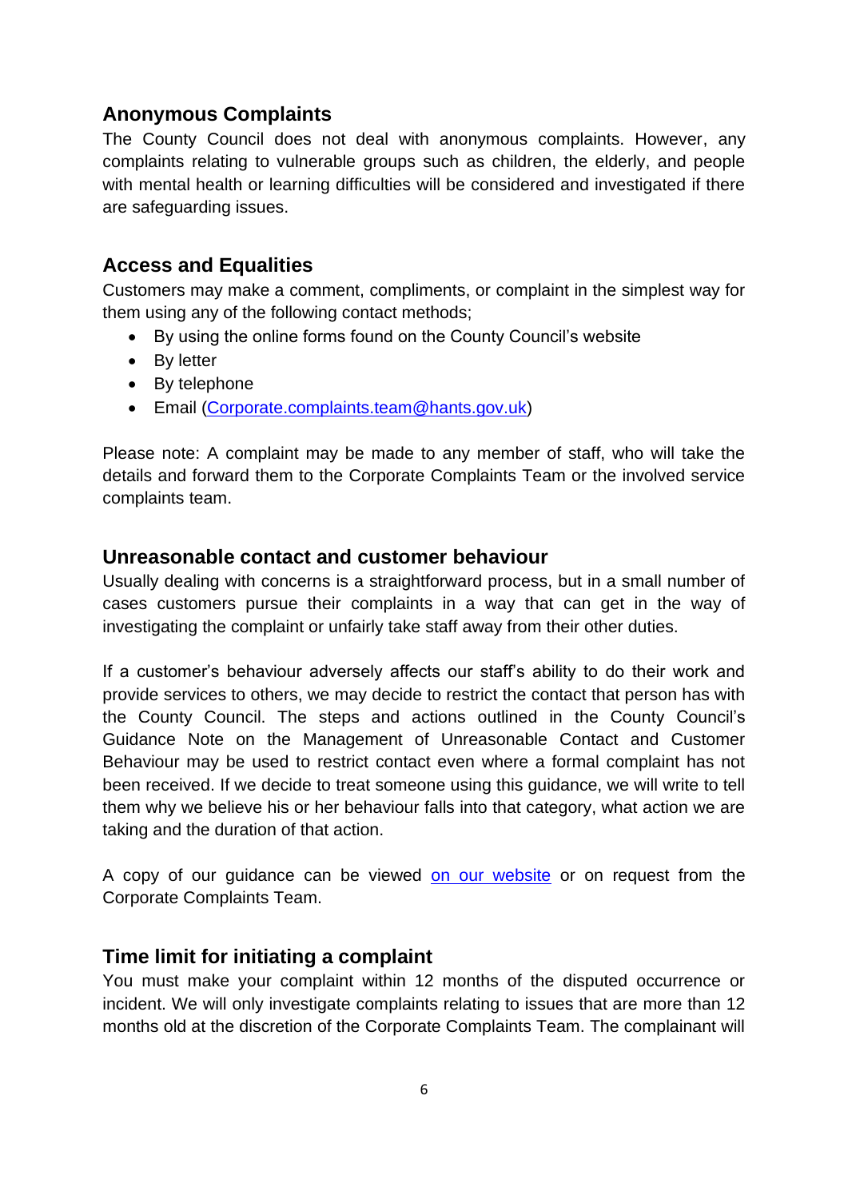## Anonymous Complaints

The County Council does not deal with anonymous complaints. However, any complaints relating to vulnerable groups such as children, the elderly, and people with mental health or learning difficulties will be considered and investigated if there are safeguarding issues.

## Access and Equalities

Customers may make a comment, compliments, or complaint in the simplest way for them using any of the following contact methods;

- By using the online forms found on the County Council's website
- By letter
- By telephone
- Email (Corporate.complaints.team@hants.gov.uk)

Please note: A complaint may be made to any member of staff, who will take the details and forward them to the Corporate Complaints Team or the involved service complaints team.

## Unreasonable contact and customer behaviour

Usually dealing with concerns is a straightforward process, but in a small number of cases customers pursue their complaints in a way that can get in the way of investigating the complaint or unfairly take staff away from their other duties.

If a customer's behaviour adversely affects our staff's ability to do their work and provide services to others, we may decide to restrict the contact that person has with the County Council. The steps and actions outlined in the County Council's Guidance Note on the Management of Unreasonable Contact and Customer Behaviour may be used to restrict contact even where a formal complaint has not been received. If we decide to treat someone using this guidance, we will write to tell them why we believe his or her behaviour falls into that category, what action we are taking and the duration of that action.

A copy of our guidance can be viewed on our website or on request from the Corporate Complaints Team.

## Time limit for initiating a complaint

You must make your complaint within 12 months of the disputed occurrence or incident. We will only investigate complaints relating to issues that are more than 12 months old at the discretion of the Corporate Complaints Team. The complainant will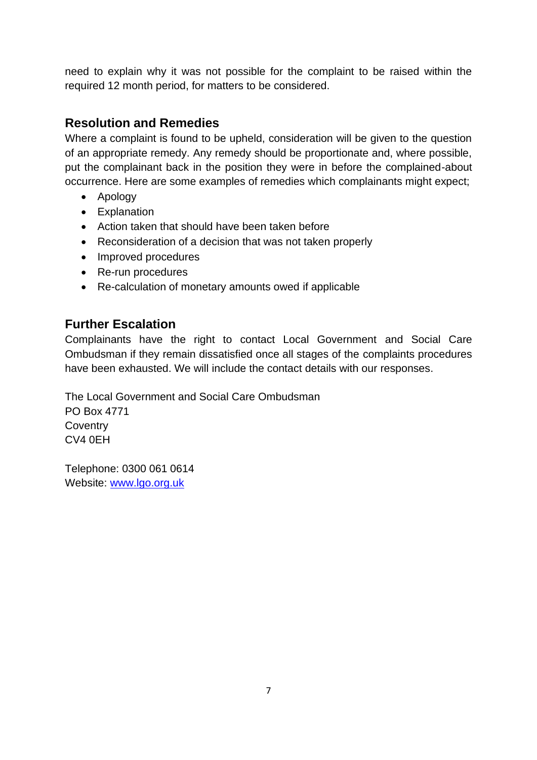need to explain why it was not possible for the complaint to be raised within the required 12 month period, for matters to be considered.

## Resolution and Remedies

Where a complaint is found to be upheld, consideration will be given to the question of an appropriate remedy. Any remedy should be proportionate and, where possible, put the complainant back in the position they were in before the complained-about occurrence. Here are some examples of remedies which complainants might expect;

- Apology
- Explanation
- Action taken that should have been taken before
- Reconsideration of a decision that was not taken properly
- Improved procedures
- Re-run procedures
- Re-calculation of monetary amounts owed if applicable

## Further Escalation

Complainants have the right to contact Local Government and Social Care Ombudsman if they remain dissatisfied once all stages of the complaints procedures have been exhausted. We will include the contact details with our responses.

The Local Government and Social Care Ombudsman
PO Box 4771
Coventry
CV4 0EH

Telephone: 0300 061 0614
Website: [www.lgo.org.uk](http://www.lgo.org.uk)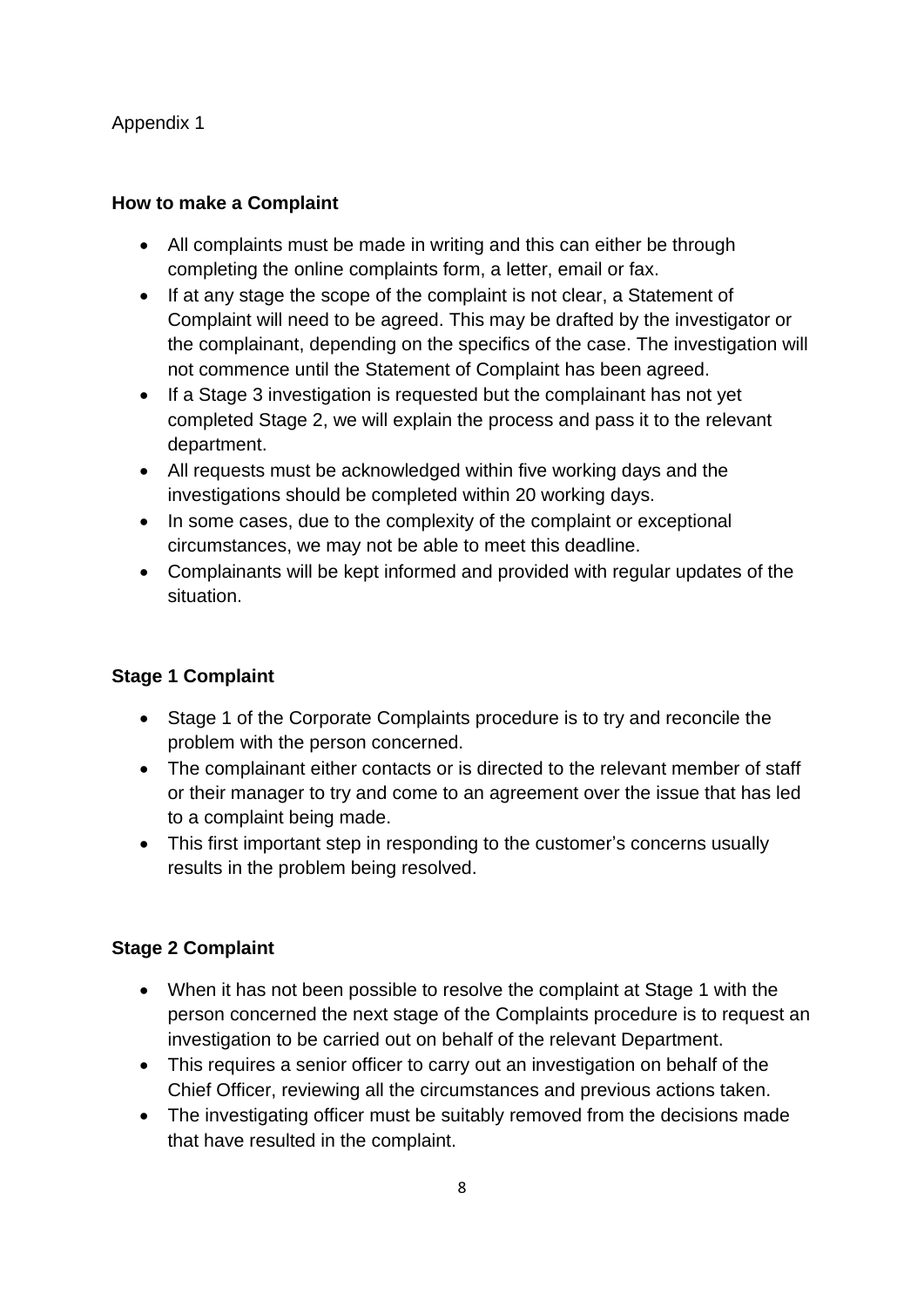Appendix 1

## How to make a Complaint

- All complaints must be made in writing and this can either be through completing the online complaints form, a letter, email or fax.
- If at any stage the scope of the complaint is not clear, a Statement of Complaint will need to be agreed. This may be drafted by the investigator or the complainant, depending on the specifics of the case. The investigation will not commence until the Statement of Complaint has been agreed.
- If a Stage 3 investigation is requested but the complainant has not yet completed Stage 2, we will explain the process and pass it to the relevant department.
- All requests must be acknowledged within five working days and the investigations should be completed within 20 working days.
- In some cases, due to the complexity of the complaint or exceptional circumstances, we may not be able to meet this deadline.
- Complainants will be kept informed and provided with regular updates of the situation.

## Stage 1 Complaint

- Stage 1 of the Corporate Complaints procedure is to try and reconcile the problem with the person concerned.
- The complainant either contacts or is directed to the relevant member of staff or their manager to try and come to an agreement over the issue that has led to a complaint being made.
- This first important step in responding to the customer's concerns usually results in the problem being resolved.

## Stage 2 Complaint

- When it has not been possible to resolve the complaint at Stage 1 with the person concerned the next stage of the Complaints procedure is to request an investigation to be carried out on behalf of the relevant Department.
- This requires a senior officer to carry out an investigation on behalf of the Chief Officer, reviewing all the circumstances and previous actions taken.
- The investigating officer must be suitably removed from the decisions made that have resulted in the complaint.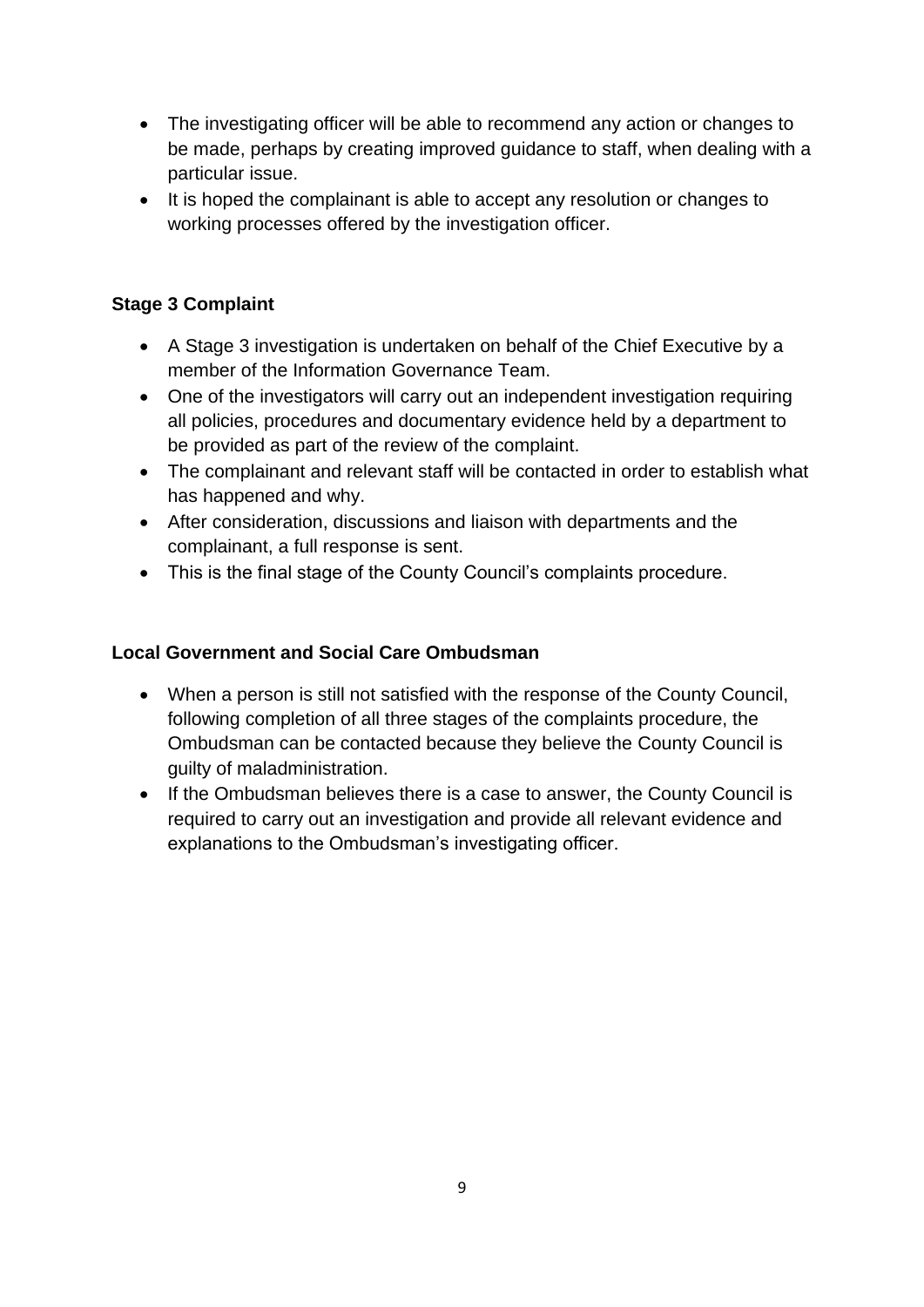- The investigating officer will be able to recommend any action or changes to be made, perhaps by creating improved guidance to staff, when dealing with a particular issue.
- It is hoped the complainant is able to accept any resolution or changes to working processes offered by the investigation officer.

**Stage 3 Complaint**

- A Stage 3 investigation is undertaken on behalf of the Chief Executive by a member of the Information Governance Team.
- One of the investigators will carry out an independent investigation requiring all policies, procedures and documentary evidence held by a department to be provided as part of the review of the complaint.
- The complainant and relevant staff will be contacted in order to establish what has happened and why.
- After consideration, discussions and liaison with departments and the complainant, a full response is sent.
- This is the final stage of the County Council's complaints procedure.

**Local Government and Social Care Ombudsman**

- When a person is still not satisfied with the response of the County Council, following completion of all three stages of the complaints procedure, the Ombudsman can be contacted because they believe the County Council is guilty of maladministration.
- If the Ombudsman believes there is a case to answer, the County Council is required to carry out an investigation and provide all relevant evidence and explanations to the Ombudsman's investigating officer.